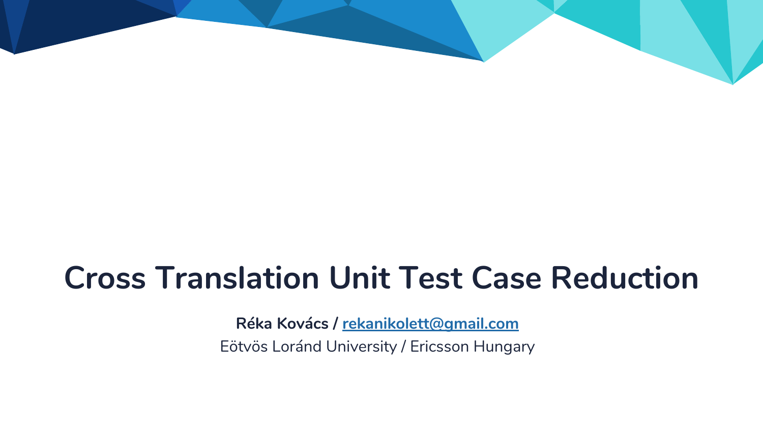# Cross Translation Unit Test Case Reduction

**Réka Kovács / rekanikolett@gmail.com**

Eötvös Loránd University / Ericsson Hungary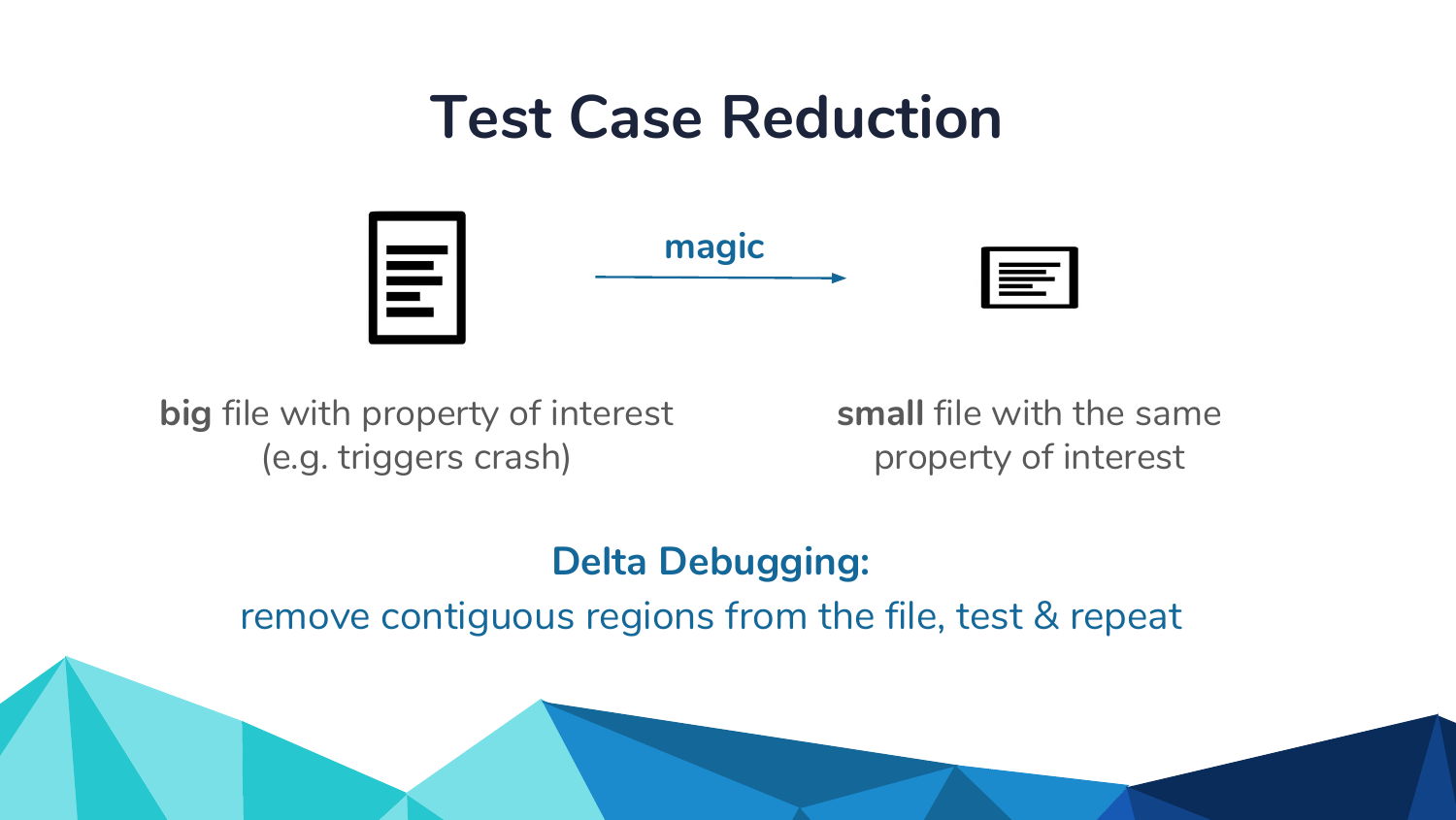# Test Case Reduction

magic

**big** file with property of interest (e.g. triggers crash)

**small** file with the same property of interest

**Delta Debugging:**

remove contiguous regions from the file, test & repeat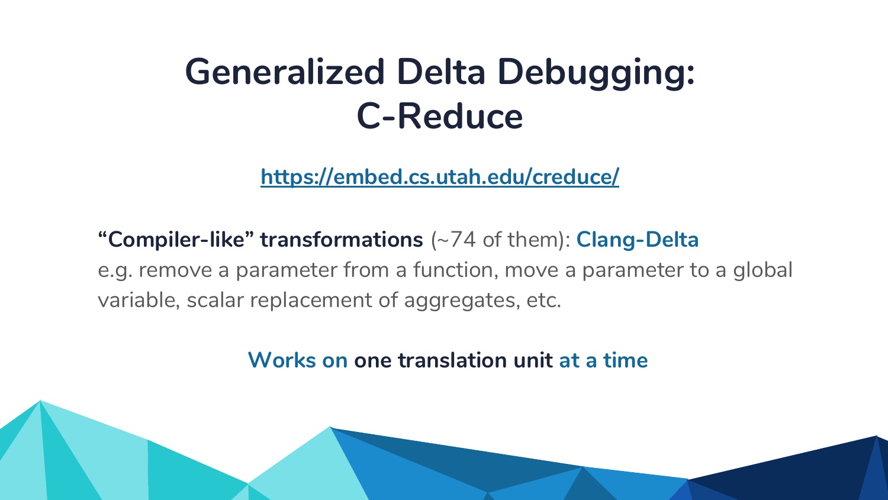# Generalized Delta Debugging: C-Reduce

https://embed.cs.utah.edu/creduce/

**“Compiler-like” transformations** (~74 of them): **Clang-Delta**
e.g. remove a parameter from a function, move a parameter to a global variable, scalar replacement of aggregates, etc.

**Works on one translation unit at a time**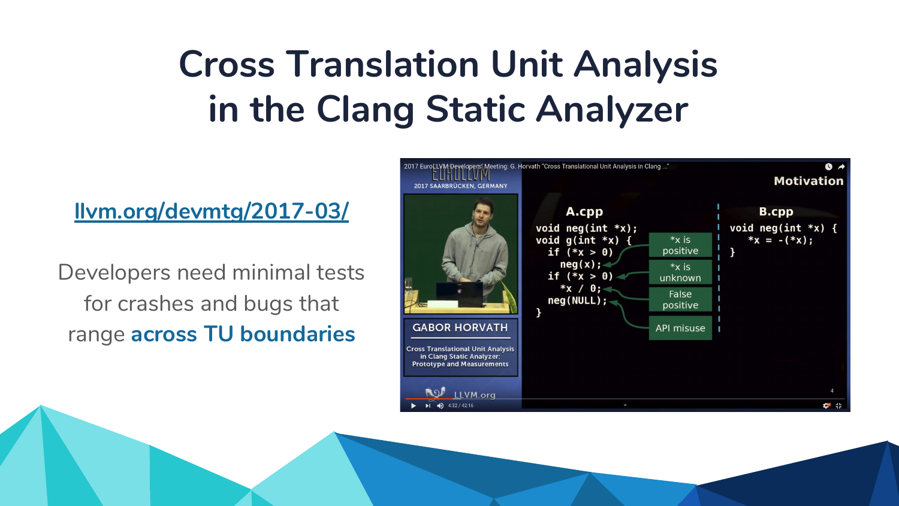# Cross Translation Unit Analysis in the Clang Static Analyzer

[llvm.org/devmtg/2017-03/](http://llvm.org/devmtg/2017-03/)

Developers need minimal tests for crashes and bugs that range **across TU boundaries**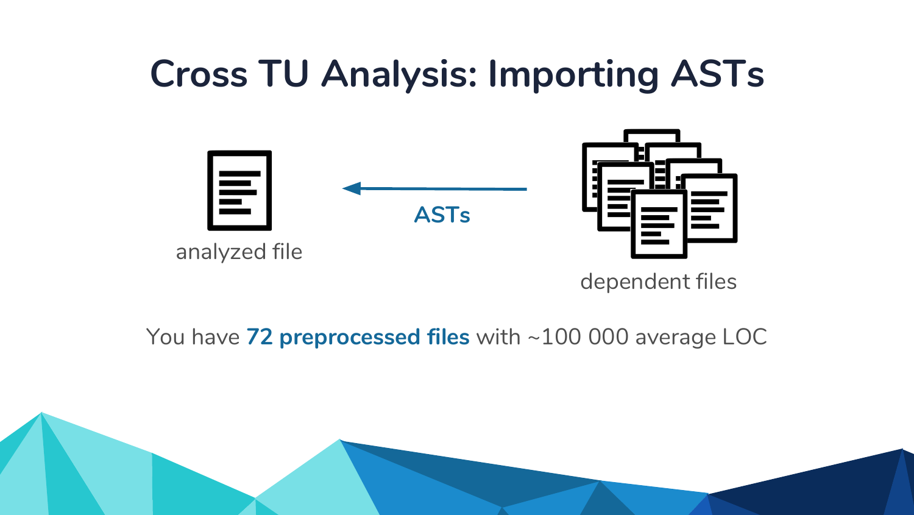# Cross TU Analysis: Importing ASTs

analyzed file

ASTs

dependent files

You have **72 preprocessed files** with ~100 000 average LOC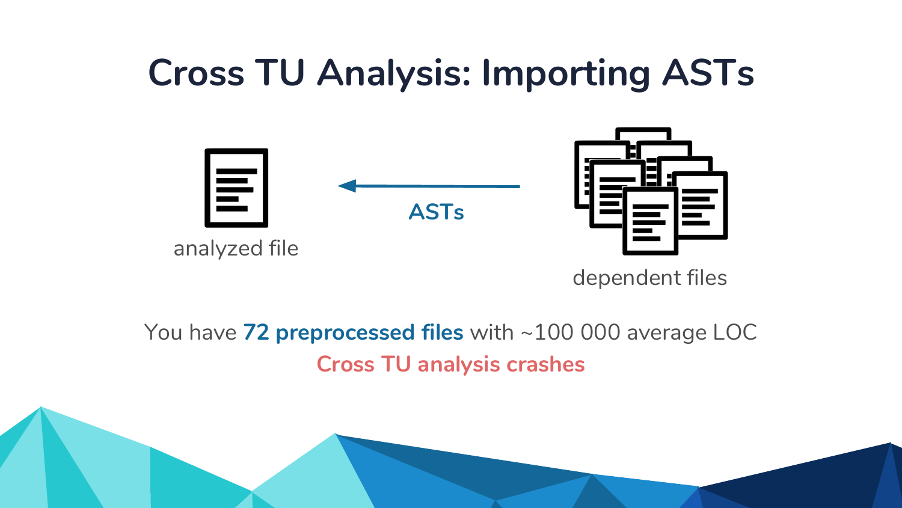# Cross TU Analysis: Importing ASTs

analyzed file

ASTs

dependent files

You have **72 preprocessed files** with ~100 000 average LOC

**Cross TU analysis crashes**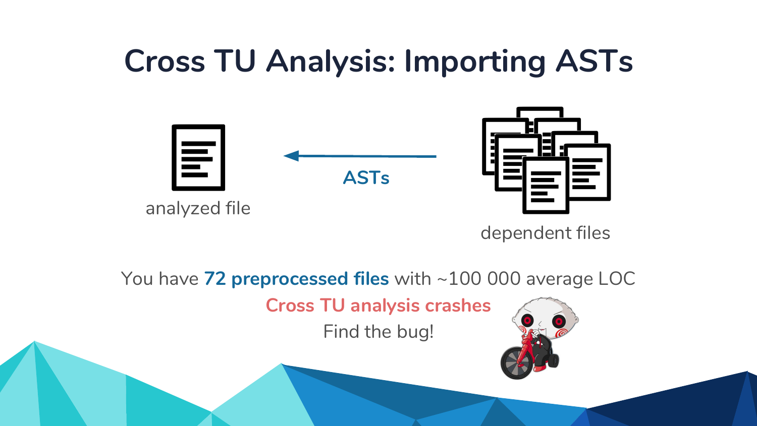# Cross TU Analysis: Importing ASTs

analyzed file

**ASTs**

dependent files

You have **72 preprocessed files** with ~100 000 average LOC

**Cross TU analysis crashes**

Find the bug!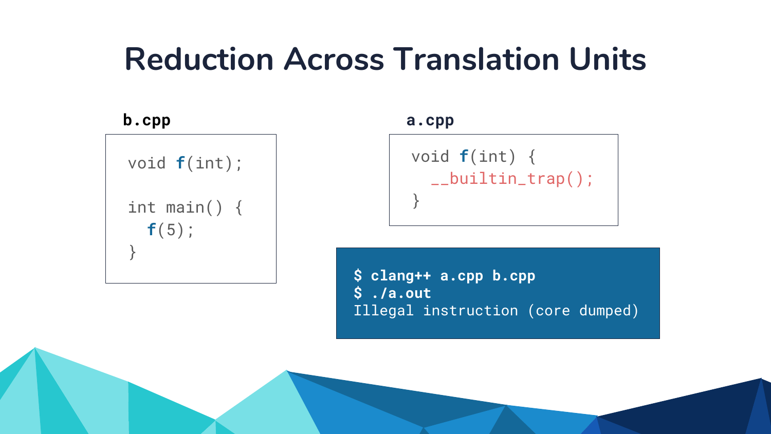# Reduction Across Translation Units

**b.cpp**

```cpp
void f(int);

int main() {
  f(5);
}
```

**a.cpp**

```cpp
void f(int) {
  __builtin_trap();
}
```

```
$ clang++ a.cpp b.cpp
$ ./a.out
Illegal instruction (core dumped)
```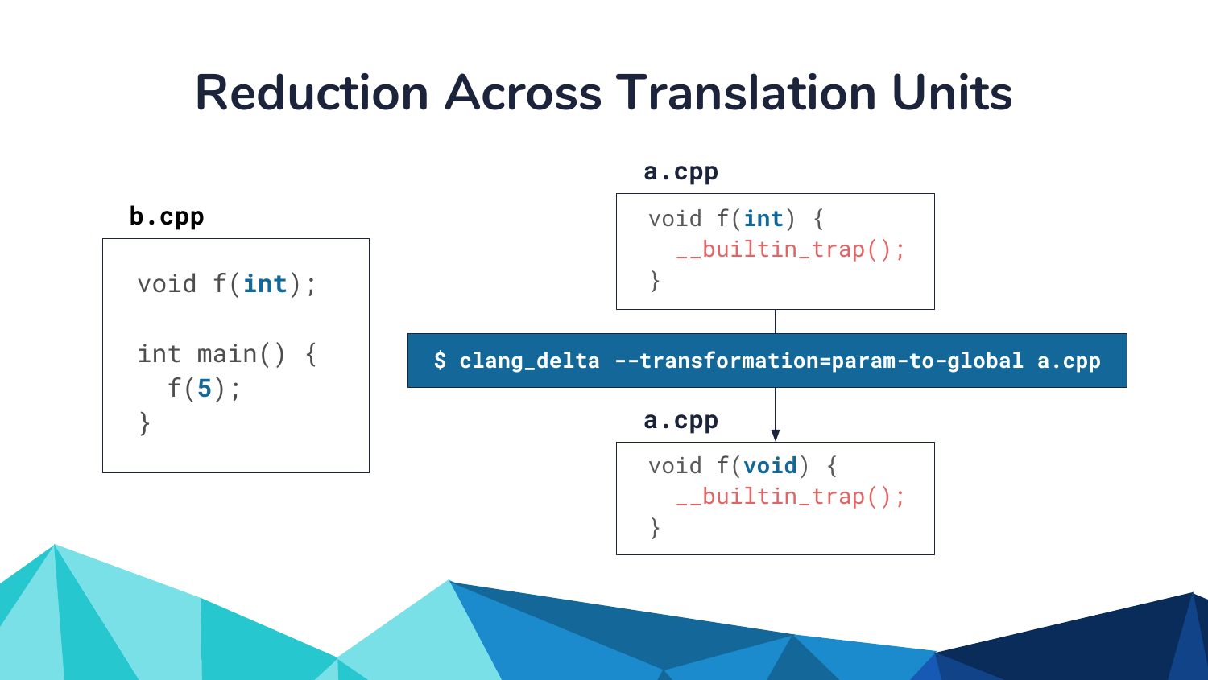# Reduction Across Translation Units

**b.cpp**

```
void f(int);

int main() {
  f(5);
}
```

**a.cpp**

```
void f(int) {
  __builtin_trap();
}
```

```
$ clang_delta --transformation=param-to-global a.cpp
```

**a.cpp**

```
void f(void) {
  __builtin_trap();
}
```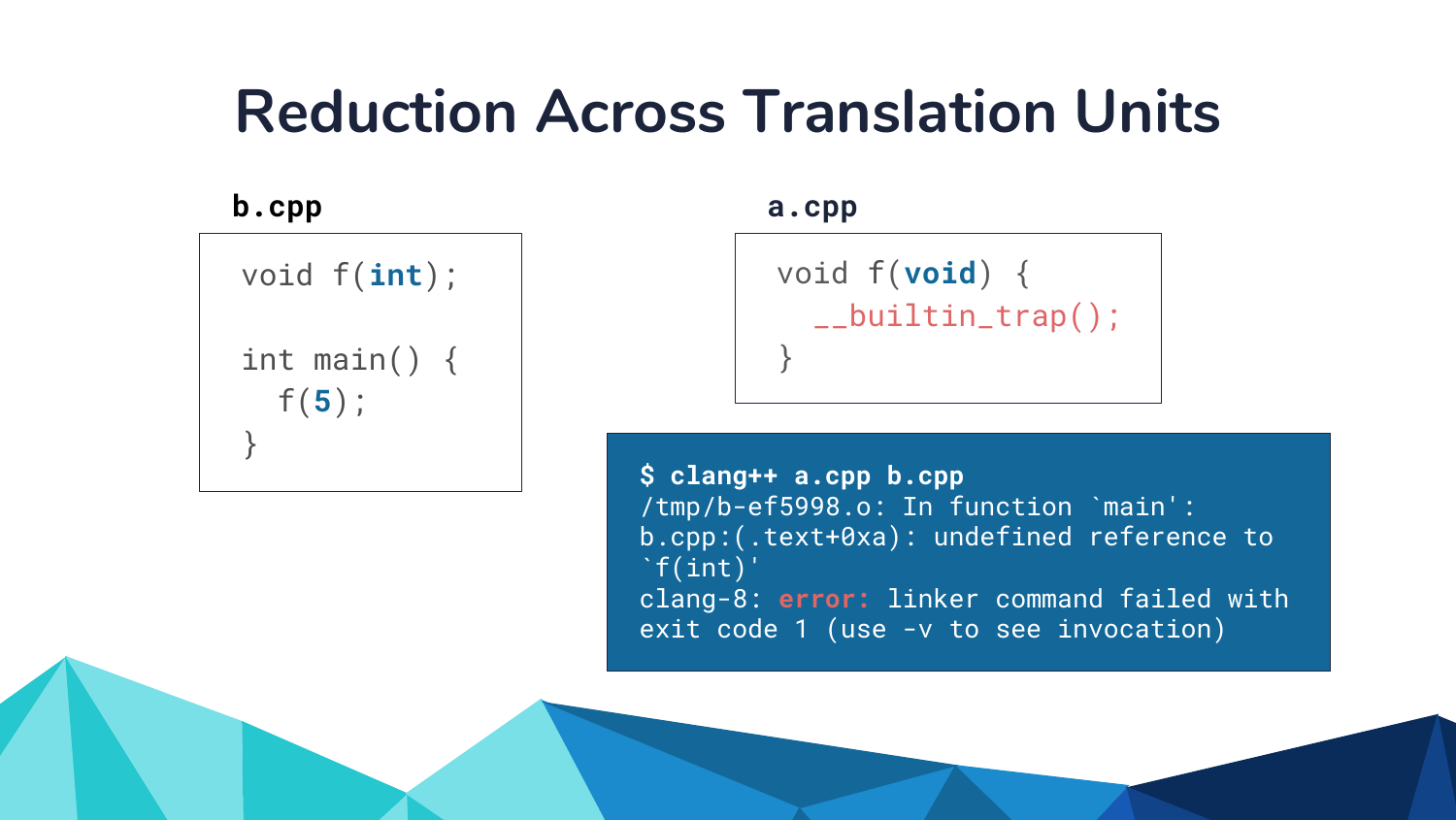# Reduction Across Translation Units

**b.cpp**

```
void f(int);

int main() {
  f(5);
}
```

**a.cpp**

```
void f(void) {
  __builtin_trap();
}
```

```
$ clang++ a.cpp b.cpp
/tmp/b-ef5998.o: In function `main':
b.cpp:(.text+0xa): undefined reference to
`f(int)'
clang-8: error: linker command failed with
exit code 1 (use -v to see invocation)
```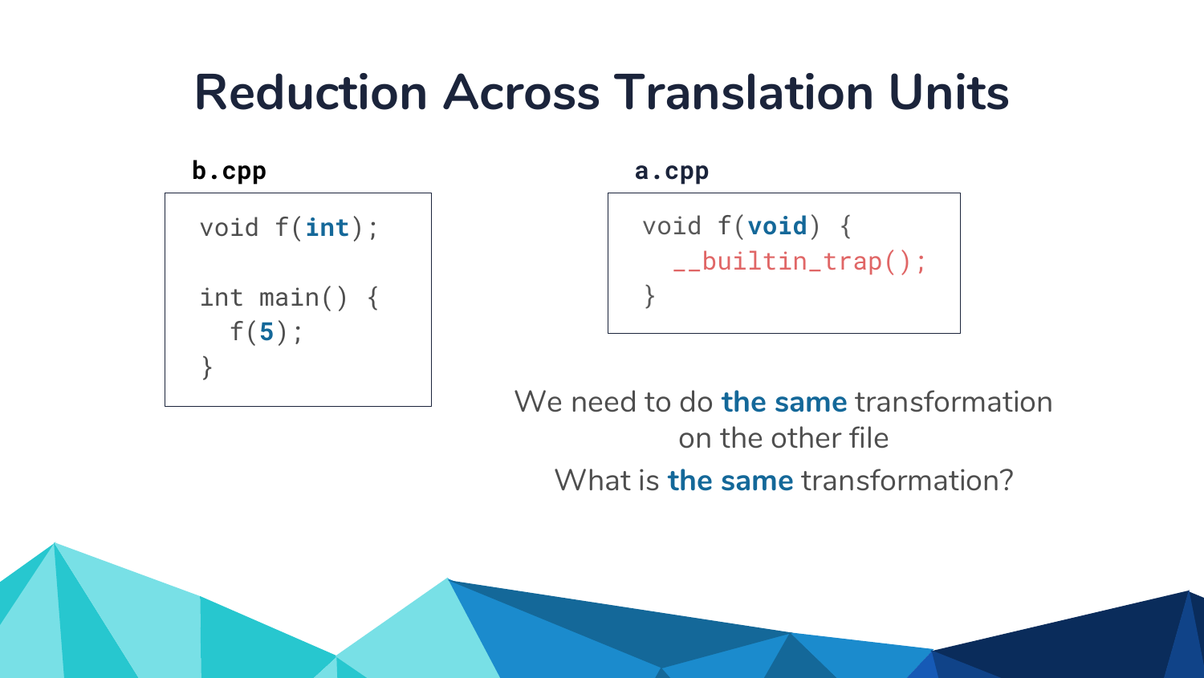# Reduction Across Translation Units

**b.cpp**

```
void f(int);

int main() {
  f(5);
}
```

**a.cpp**

```
void f(void) {
  __builtin_trap();
}
```

We need to do **the same** transformation on the other file

What is **the same** transformation?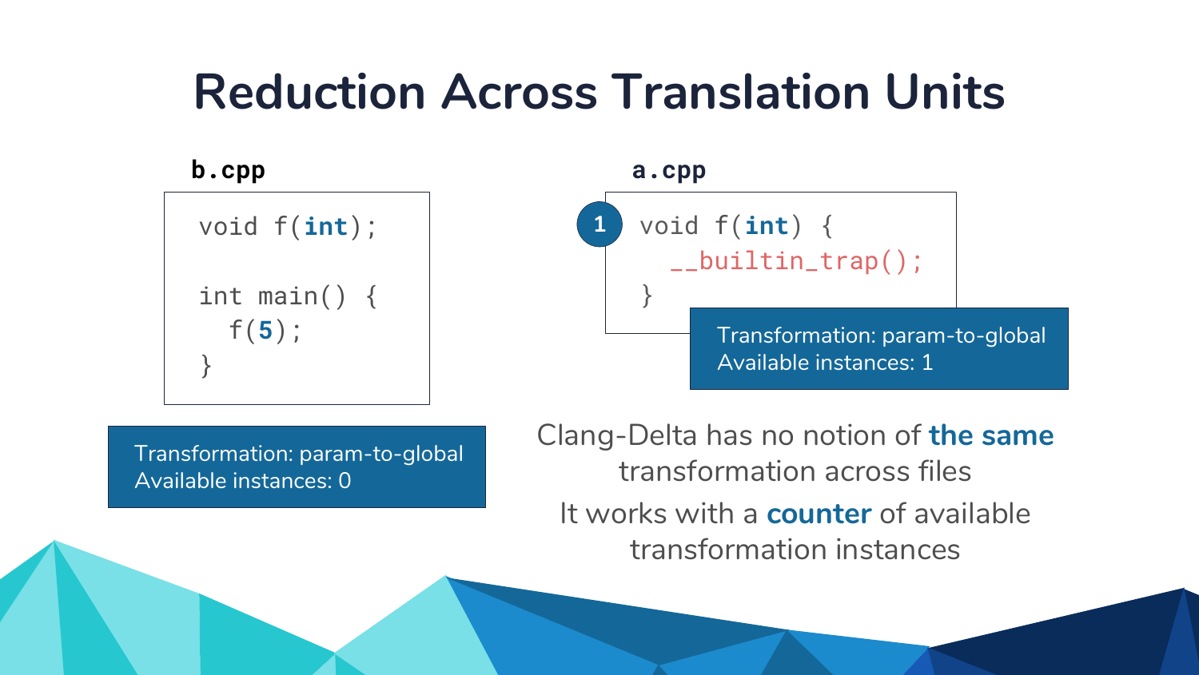# Reduction Across Translation Units

**b.cpp**

```
void f(int);

int main() {
  f(5);
}
```

Transformation: param-to-global
Available instances: 0

**a.cpp**

```
void f(int) {
  __builtin_trap();
}
```

1

Transformation: param-to-global
Available instances: 1

Clang-Delta has no notion of **the same** transformation across files

It works with a **counter** of available transformation instances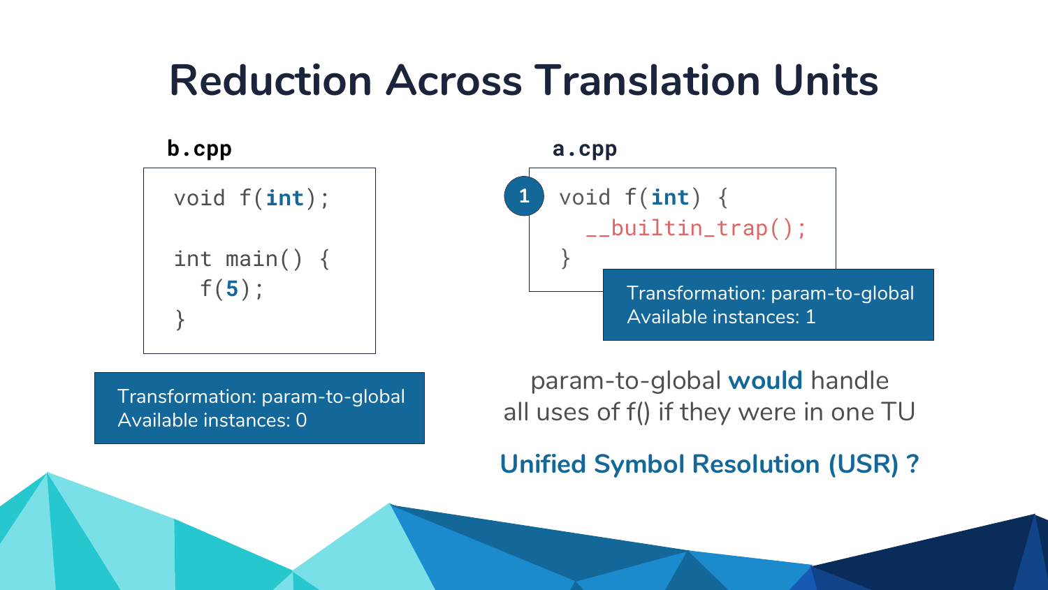# Reduction Across Translation Units

**b.cpp**

```
void f(int);

int main() {
  f(5);
}
```

Transformation: param-to-global
Available instances: 0

**a.cpp**

```
void f(int) {
  __builtin_trap();
}
```

1

Transformation: param-to-global
Available instances: 1

param-to-global **would** handle all uses of f() if they were in one TU

**Unified Symbol Resolution (USR) ?**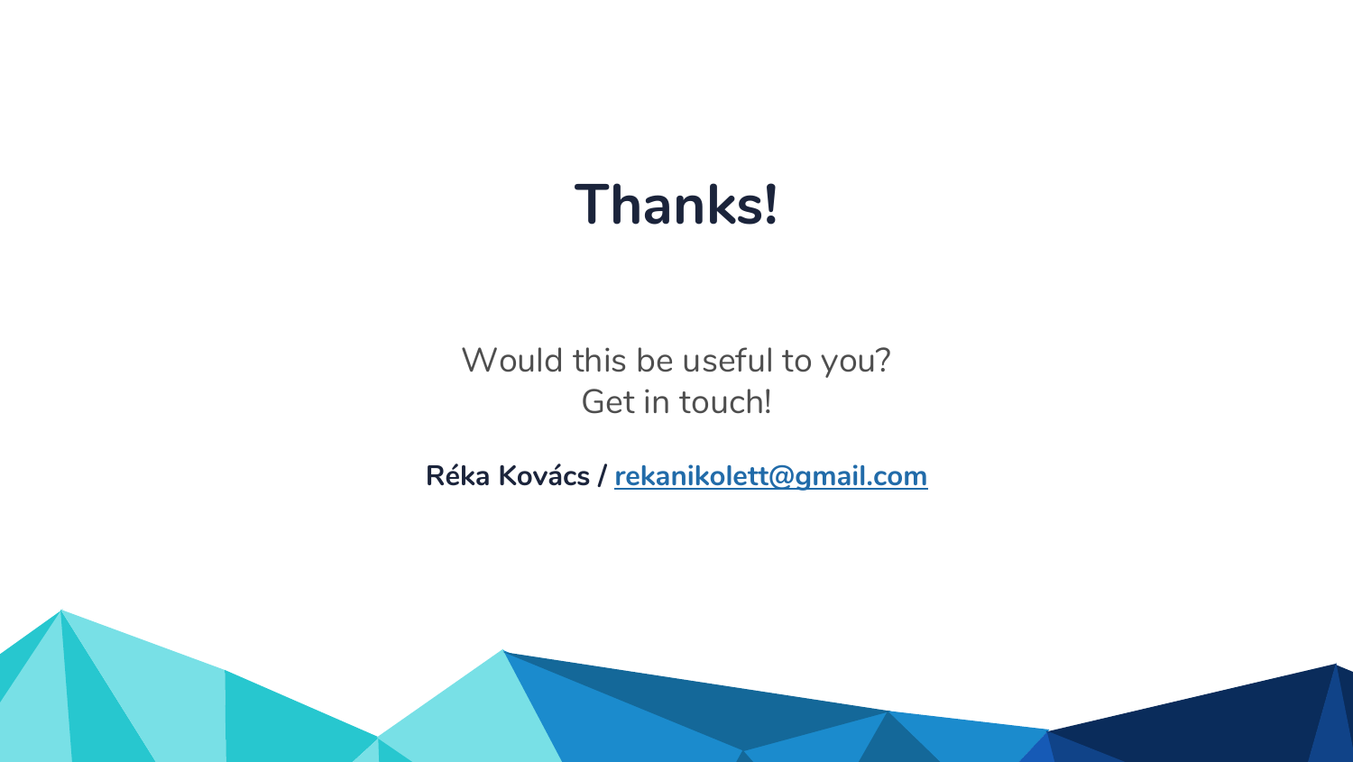# Thanks!

Would this be useful to you?
Get in touch!

**Réka Kovács / [rekanikolett@gmail.com](mailto:rekanikolett@gmail.com)**